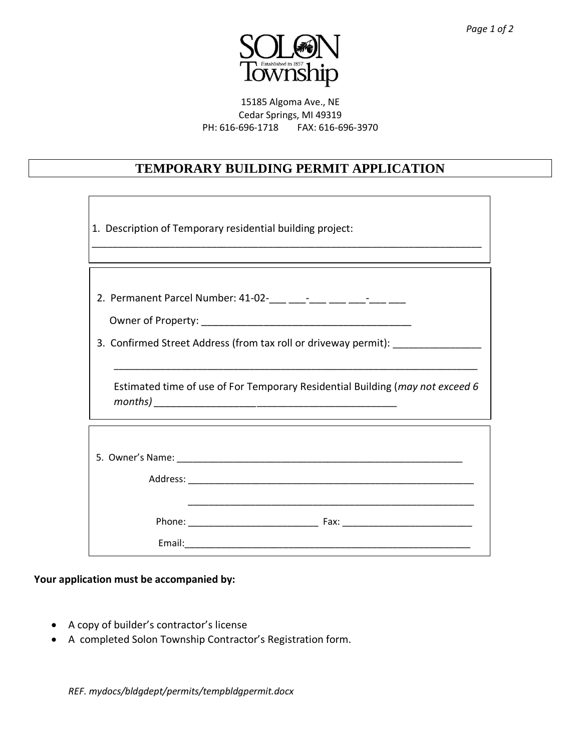SOLON Township
Established in 1857

15185 Algoma Ave., NE
Cedar Springs, MI 49319
PH: 616-696-1718 FAX: 616-696-3970

# TEMPORARY BUILDING PERMIT APPLICATION

1. Description of Temporary residential building project:
_______________________________________________________________________

2. Permanent Parcel Number: 41-02-___ ___-___ ___ ___-___ ___

   Owner of Property: _____________________________________

3. Confirmed Street Address (from tax roll or driveway permit): _______________

   _________________________________________________________________

   Estimated time of use of For Temporary Residential Building (*may not exceed 6 months)* __________________________________________

5. Owner's Name: ____________________________________________________

   Address: ____________________________________________________

   ____________________________________________________

   Phone: ________________________ Fax: ________________________

   Email: ____________________________________________________

**Your application must be accompanied by:**

- A copy of builder's contractor's license
- A completed Solon Township Contractor's Registration form.

*REF. mydocs/bldgdept/permits/tempbldgpermit.docx*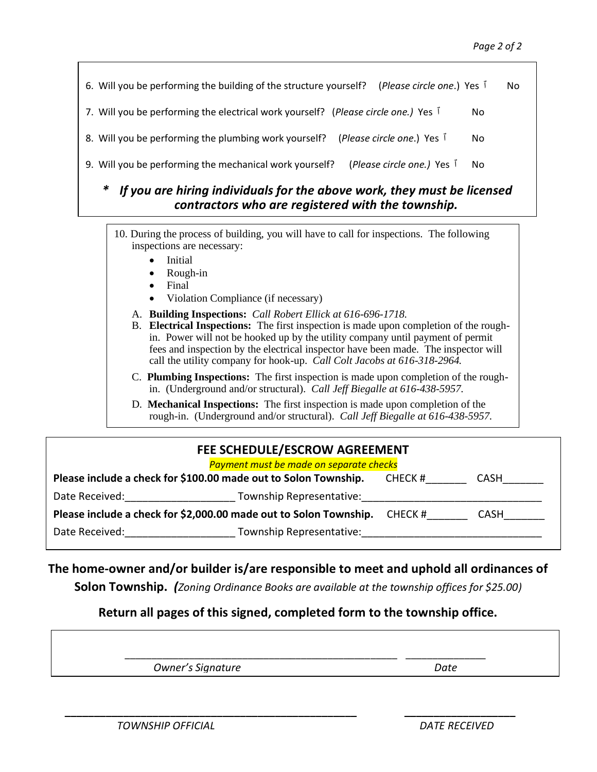6. Will you be performing the building of the structure yourself? (*Please circle one*.) Yes ˡ No

7. Will you be performing the electrical work yourself? (*Please circle one.)* Yes ˡ No

8. Will you be performing the plumbing work yourself? (*Please circle one*.) Yes ˡ No

9. Will you be performing the mechanical work yourself? (*Please circle one.)* Yes ˡ No

***\* If you are hiring individuals for the above work, they must be licensed contractors who are registered with the township.***

10. During the process of building, you will have to call for inspections. The following inspections are necessary:
    - Initial
    - Rough-in
    - Final
    - Violation Compliance (if necessary)

    A. **Building Inspections:** *Call Robert Ellick at 616-696-1718.*

    B. **Electrical Inspections:** The first inspection is made upon completion of the rough-in. Power will not be hooked up by the utility company until payment of permit fees and inspection by the electrical inspector have been made. The inspector will call the utility company for hook-up. *Call Colt Jacobs at 616-318-2964.*

    C. **Plumbing Inspections:** The first inspection is made upon completion of the rough-in. (Underground and/or structural). *Call Jeff Biegalle at 616-438-5957.*

    D. **Mechanical Inspections:** The first inspection is made upon completion of the rough-in. (Underground and/or structural). *Call Jeff Biegalle at 616-438-5957.*

## FEE SCHEDULE/ESCROW AGREEMENT

*Payment must be made on separate checks*

**Please include a check for $100.00 made out to Solon Township.** CHECK #_______ CASH_______

Date Received:___________________ Township Representative:_______________________________

**Please include a check for $2,000.00 made out to Solon Township.** CHECK #_______ CASH_______

Date Received:___________________ Township Representative:_______________________________

**The home-owner and/or builder is/are responsible to meet and uphold all ordinances of Solon Township.** ***(****Zoning Ordinance Books are available at the township offices for $25.00)*

**Return all pages of this signed, completed form to the township office.**

_________________________________________________ ______________

*Owner's Signature* *Date*

_________________________________________________ __________________

*TOWNSHIP OFFICIAL* *DATE RECEIVED*